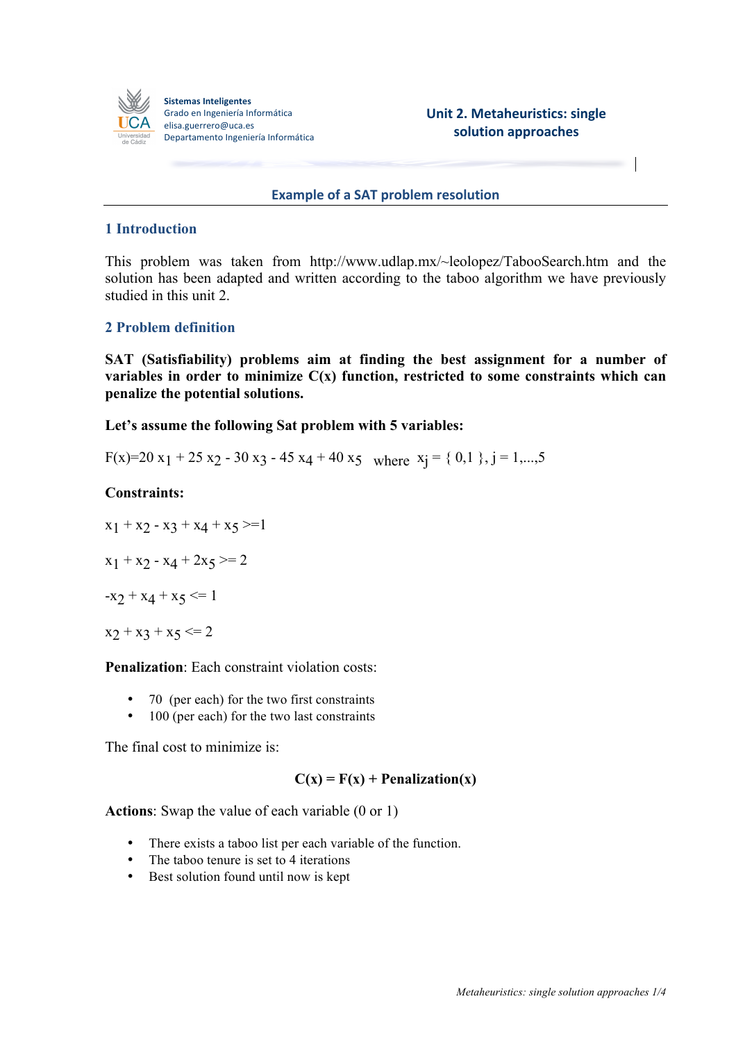## Example of a SAT problem resolution

### 1 Introduction

This problem was taken from http://www.udlap.mx/~leolopez/TabooSearch.htm and the solution has been adapted and written according to the taboo algorithm we have previously studied in this unit 2.

### 2 Problem definition

**SAT (Satisfiability) problems aim at finding the best assignment for a number of variables in order to minimize C(x) function, restricted to some constraints which can penalize the potential solutions.**

**Let's assume the following Sat problem with 5 variables:**

$F(x)=20\ x_1 + 25\ x_2 - 30\ x_3 - 45\ x_4 + 40\ x_5$ where $x_j = \{ 0,1 \}, j = 1,...,5$

**Constraints:**

$x_1 + x_2 - x_3 + x_4 + x_5 >= 1$

$x_1 + x_2 - x_4 + 2x_5 >= 2$

$-x_2 + x_4 + x_5 <= 1$

$x_2 + x_3 + x_5 <= 2$

**Penalization**: Each constraint violation costs:

- 70 (per each) for the two first constraints
- 100 (per each) for the two last constraints

The final cost to minimize is:

$$\mathbf{C(x) = F(x) + Penalization(x)}$$

**Actions**: Swap the value of each variable (0 or 1)

- There exists a taboo list per each variable of the function.
- The taboo tenure is set to 4 iterations
- Best solution found until now is kept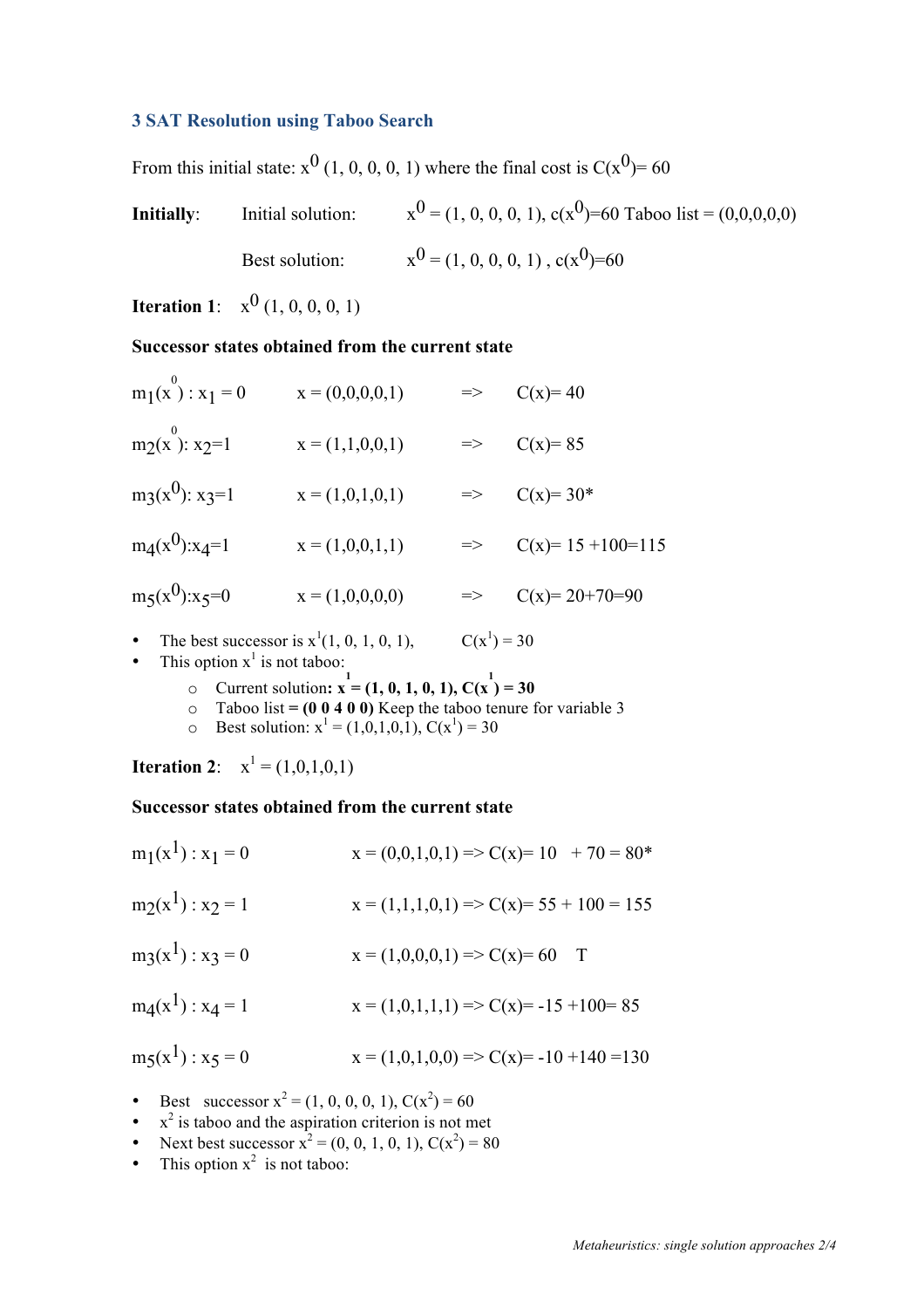### 3 SAT Resolution using Taboo Search

From this initial state: $x^0$ (1, 0, 0, 0, 1) where the final cost is $C(x^0)= 60$

**Initially**: Initial solution: $x^0 = (1, 0, 0, 0, 1)$, $c(x^0)=60$ Taboo list = (0,0,0,0,0)

Best solution: $x^0 = (1, 0, 0, 0, 1)$ , $c(x^0)=60$

**Iteration 1**: $x^0$ (1, 0, 0, 0, 1)

**Successor states obtained from the current state**

$m_1(x^0) : x_1 = 0$ x = (0,0,0,0,1) => C(x)= 40

$m_2(x^0): x_2=1$ x = (1,1,0,0,1) => C(x)= 85

$m_3(x^0): x_3=1$ x = (1,0,1,0,1) => C(x)= 30*

$m_4(x^0):x_4=1$ x = (1,0,0,1,1) => C(x)= 15 +100=115

$m_5(x^0):x_5=0$ x = (1,0,0,0,0) => C(x)= 20+70=90

- The best successor is $x^1(1, 0, 1, 0, 1)$, $C(x^1) = 30$
- This option $x^1$ is not taboo:
  - Current solution**:** $\mathbf{x^1}$ **= (1, 0, 1, 0, 1),** $\mathbf{C(x^1)}$ **= 30**
  - Taboo list **= (0 0 4 0 0)** Keep the taboo tenure for variable 3
  - Best solution: $x^1 = (1,0,1,0,1)$, $C(x^1) = 30$

**Iteration 2**: $x^1 = (1,0,1,0,1)$

**Successor states obtained from the current state**

$m_1(x^1) : x_1 = 0$ x = (0,0,1,0,1) => C(x)= 10 + 70 = 80*

$m_2(x^1) : x_2 = 1$ x = (1,1,1,0,1) => C(x)= 55 + 100 = 155

$m_3(x^1) : x_3 = 0$ x = (1,0,0,0,1) => C(x)= 60 T

$m_4(x^1) : x_4 = 1$ x = (1,0,1,1,1) => C(x)= -15 +100= 85

$m_5(x^1) : x_5 = 0$ x = (1,0,1,0,0) => C(x)= -10 +140 =130

- Best successor $x^2 = (1, 0, 0, 0, 1)$, $C(x^2) = 60$
- $x^2$ is taboo and the aspiration criterion is not met
- Next best successor $x^2 = (0, 0, 1, 0, 1)$, $C(x^2) = 80$
- This option $x^2$ is not taboo: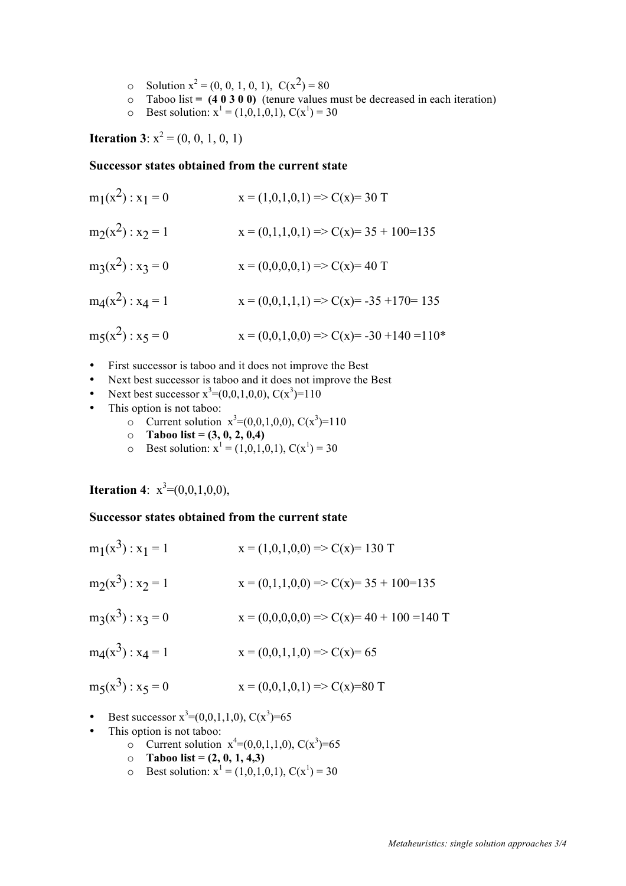- Solution $x^2 = (0, 0, 1, 0, 1)$, $C(x^2) = 80$
- Taboo list = **(4 0 3 0 0)** (tenure values must be decreased in each iteration)
- Best solution: $x^1 = (1,0,1,0,1)$, $C(x^1) = 30$

**Iteration 3**: $x^2 = (0, 0, 1, 0, 1)$

**Successor states obtained from the current state**

$m_1(x^2) : x_1 = 0$ $x = (1,0,1,0,1) \Rightarrow C(x) = 30$ T

$m_2(x^2) : x_2 = 1$ $x = (0,1,1,0,1) \Rightarrow C(x) = 35 + 100 = 135$

$m_3(x^2) : x_3 = 0$ $x = (0,0,0,0,1) \Rightarrow C(x) = 40$ T

$m_4(x^2) : x_4 = 1$ $x = (0,0,1,1,1) \Rightarrow C(x) = -35 + 170 = 135$

$m_5(x^2) : x_5 = 0$ $x = (0,0,1,0,0) \Rightarrow C(x) = -30 + 140 = 110$*

- First successor is taboo and it does not improve the Best
- Next best successor is taboo and it does not improve the Best
- Next best successor $x^3=(0,0,1,0,0)$, $C(x^3)=110$
- This option is not taboo:
  - Current solution $x^3=(0,0,1,0,0)$, $C(x^3)=110$
  - **Taboo list = (3, 0, 2, 0,4)**
  - Best solution: $x^1 = (1,0,1,0,1)$, $C(x^1) = 30$

**Iteration 4**: $x^3=(0,0,1,0,0)$,

**Successor states obtained from the current state**

$m_1(x^3) : x_1 = 1$ $x = (1,0,1,0,0) \Rightarrow C(x) = 130$ T

$m_2(x^3) : x_2 = 1$ $x = (0,1,1,0,0) \Rightarrow C(x) = 35 + 100 = 135$

$m_3(x^3) : x_3 = 0$ $x = (0,0,0,0,0) \Rightarrow C(x) = 40 + 100 = 140$ T

$m_4(x^3) : x_4 = 1$ $x = (0,0,1,1,0) \Rightarrow C(x) = 65$

$m_5(x^3) : x_5 = 0$ $x = (0,0,1,0,1) \Rightarrow C(x) = 80$ T

- Best successor $x^3=(0,0,1,1,0)$, $C(x^3)=65$
- This option is not taboo:
  - Current solution $x^4=(0,0,1,1,0)$, $C(x^3)=65$
  - **Taboo list = (2, 0, 1, 4,3)**
  - Best solution: $x^1 = (1,0,1,0,1)$, $C(x^1) = 30$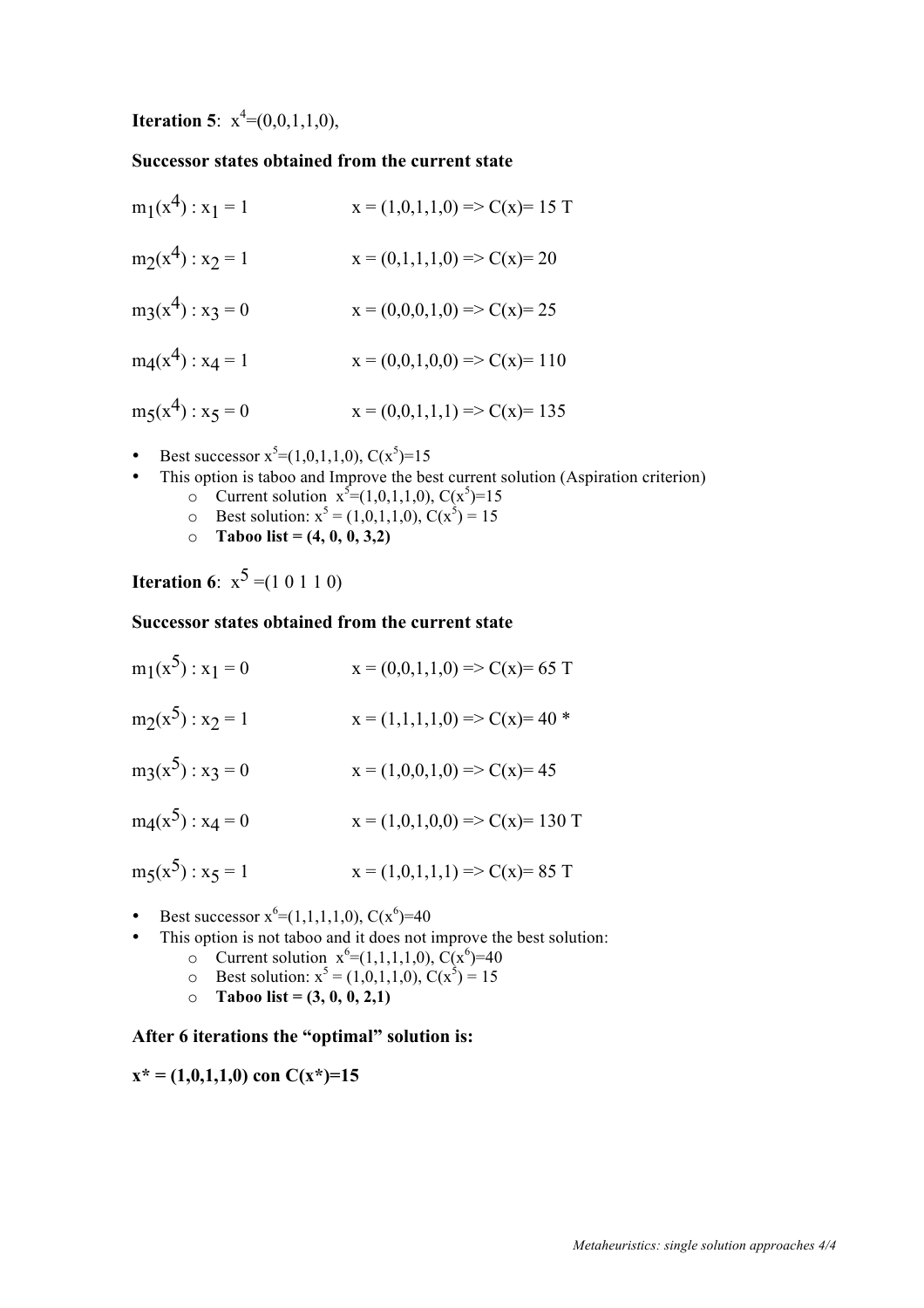**Iteration 5**: $x^4$=(0,0,1,1,0),

**Successor states obtained from the current state**

$m_1(x^4) : x_1 = 1$ $\quad$ x = (1,0,1,1,0) => C(x)= 15 T

$m_2(x^4) : x_2 = 1$ $\quad$ x = (0,1,1,1,0) => C(x)= 20

$m_3(x^4) : x_3 = 0$ $\quad$ x = (0,0,0,1,0) => C(x)= 25

$m_4(x^4) : x_4 = 1$ $\quad$ x = (0,0,1,0,0) => C(x)= 110

$m_5(x^4) : x_5 = 0$ $\quad$ x = (0,0,1,1,1) => C(x)= 135

- Best successor $x^5$=(1,0,1,1,0), $C(x^5)$=15
- This option is taboo and Improve the best current solution (Aspiration criterion)
  - Current solution $x^5$=(1,0,1,1,0), $C(x^5)$=15
  - Best solution: $x^5$ = (1,0,1,1,0), $C(x^5)$ = 15
  - **Taboo list = (4, 0, 0, 3,2)**

**Iteration 6**: $x^5$ =(1 0 1 1 0)

**Successor states obtained from the current state**

$m_1(x^5) : x_1 = 0$ $\quad$ x = (0,0,1,1,0) => C(x)= 65 T

$m_2(x^5) : x_2 = 1$ $\quad$ x = (1,1,1,1,0) => C(x)= 40 *

$m_3(x^5) : x_3 = 0$ $\quad$ x = (1,0,0,1,0) => C(x)= 45

$m_4(x^5) : x_4 = 0$ $\quad$ x = (1,0,1,0,0) => C(x)= 130 T

$m_5(x^5) : x_5 = 1$ $\quad$ x = (1,0,1,1,1) => C(x)= 85 T

- Best successor $x^6$=(1,1,1,1,0), $C(x^6)$=40
- This option is not taboo and it does not improve the best solution:
  - Current solution $x^6$=(1,1,1,1,0), $C(x^6)$=40
  - Best solution: $x^5$ = (1,0,1,1,0), $C(x^5)$ = 15
  - **Taboo list = (3, 0, 0, 2,1)**

**After 6 iterations the "optimal" solution is:**

**x* = (1,0,1,1,0) con C(x*)=15**